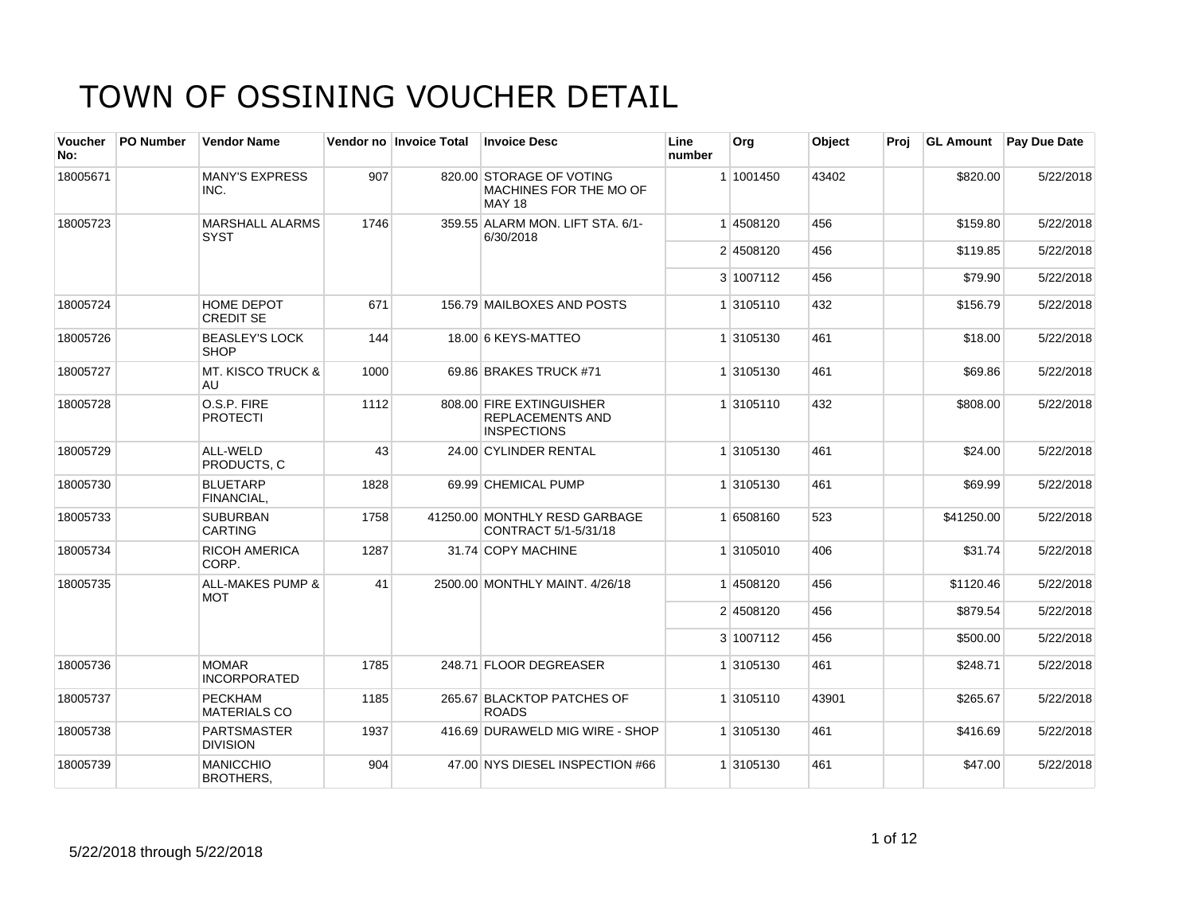# TOWN OF OSSINING VOUCHER DETAIL

| Voucher No: | PO Number | Vendor Name | Vendor no | Invoice Total | Invoice Desc | Line number | Org | Object | Proj | GL Amount | Pay Due Date |
|---|---|---|---|---|---|---|---|---|---|---|---|
| 18005671 | | MANY'S EXPRESS INC. | 907 | 820.00 | STORAGE OF VOTING MACHINES FOR THE MO OF MAY 18 | 1 | 1001450 | 43402 | | $820.00 | 5/22/2018 |
| 18005723 | | MARSHALL ALARMS SYST | 1746 | 359.55 | ALARM MON. LIFT STA. 6/1-6/30/2018 | 1 | 4508120 | 456 | | $159.80 | 5/22/2018 |
| | | | | | | 2 | 4508120 | 456 | | $119.85 | 5/22/2018 |
| | | | | | | 3 | 1007112 | 456 | | $79.90 | 5/22/2018 |
| 18005724 | | HOME DEPOT CREDIT SE | 671 | 156.79 | MAILBOXES AND POSTS | 1 | 3105110 | 432 | | $156.79 | 5/22/2018 |
| 18005726 | | BEASLEY'S LOCK SHOP | 144 | 18.00 | 6 KEYS-MATTEO | 1 | 3105130 | 461 | | $18.00 | 5/22/2018 |
| 18005727 | | MT. KISCO TRUCK & AU | 1000 | 69.86 | BRAKES TRUCK #71 | 1 | 3105130 | 461 | | $69.86 | 5/22/2018 |
| 18005728 | | O.S.P. FIRE PROTECTI | 1112 | 808.00 | FIRE EXTINGUISHER REPLACEMENTS AND INSPECTIONS | 1 | 3105110 | 432 | | $808.00 | 5/22/2018 |
| 18005729 | | ALL-WELD PRODUCTS, C | 43 | 24.00 | CYLINDER RENTAL | 1 | 3105130 | 461 | | $24.00 | 5/22/2018 |
| 18005730 | | BLUETARP FINANCIAL, | 1828 | 69.99 | CHEMICAL PUMP | 1 | 3105130 | 461 | | $69.99 | 5/22/2018 |
| 18005733 | | SUBURBAN CARTING | 1758 | 41250.00 | MONTHLY RESD GARBAGE CONTRACT 5/1-5/31/18 | 1 | 6508160 | 523 | | $41250.00 | 5/22/2018 |
| 18005734 | | RICOH AMERICA CORP. | 1287 | 31.74 | COPY MACHINE | 1 | 3105010 | 406 | | $31.74 | 5/22/2018 |
| 18005735 | | ALL-MAKES PUMP & MOT | 41 | 2500.00 | MONTHLY MAINT. 4/26/18 | 1 | 4508120 | 456 | | $1120.46 | 5/22/2018 |
| | | | | | | 2 | 4508120 | 456 | | $879.54 | 5/22/2018 |
| | | | | | | 3 | 1007112 | 456 | | $500.00 | 5/22/2018 |
| 18005736 | | MOMAR INCORPORATED | 1785 | 248.71 | FLOOR DEGREASER | 1 | 3105130 | 461 | | $248.71 | 5/22/2018 |
| 18005737 | | PECKHAM MATERIALS CO | 1185 | 265.67 | BLACKTOP PATCHES OF ROADS | 1 | 3105110 | 43901 | | $265.67 | 5/22/2018 |
| 18005738 | | PARTSMASTER DIVISION | 1937 | 416.69 | DURAWELD MIG WIRE - SHOP | 1 | 3105130 | 461 | | $416.69 | 5/22/2018 |
| 18005739 | | MANICCHIO BROTHERS, | 904 | 47.00 | NYS DIESEL INSPECTION #66 | 1 | 3105130 | 461 | | $47.00 | 5/22/2018 |

5/22/2018 through 5/22/2018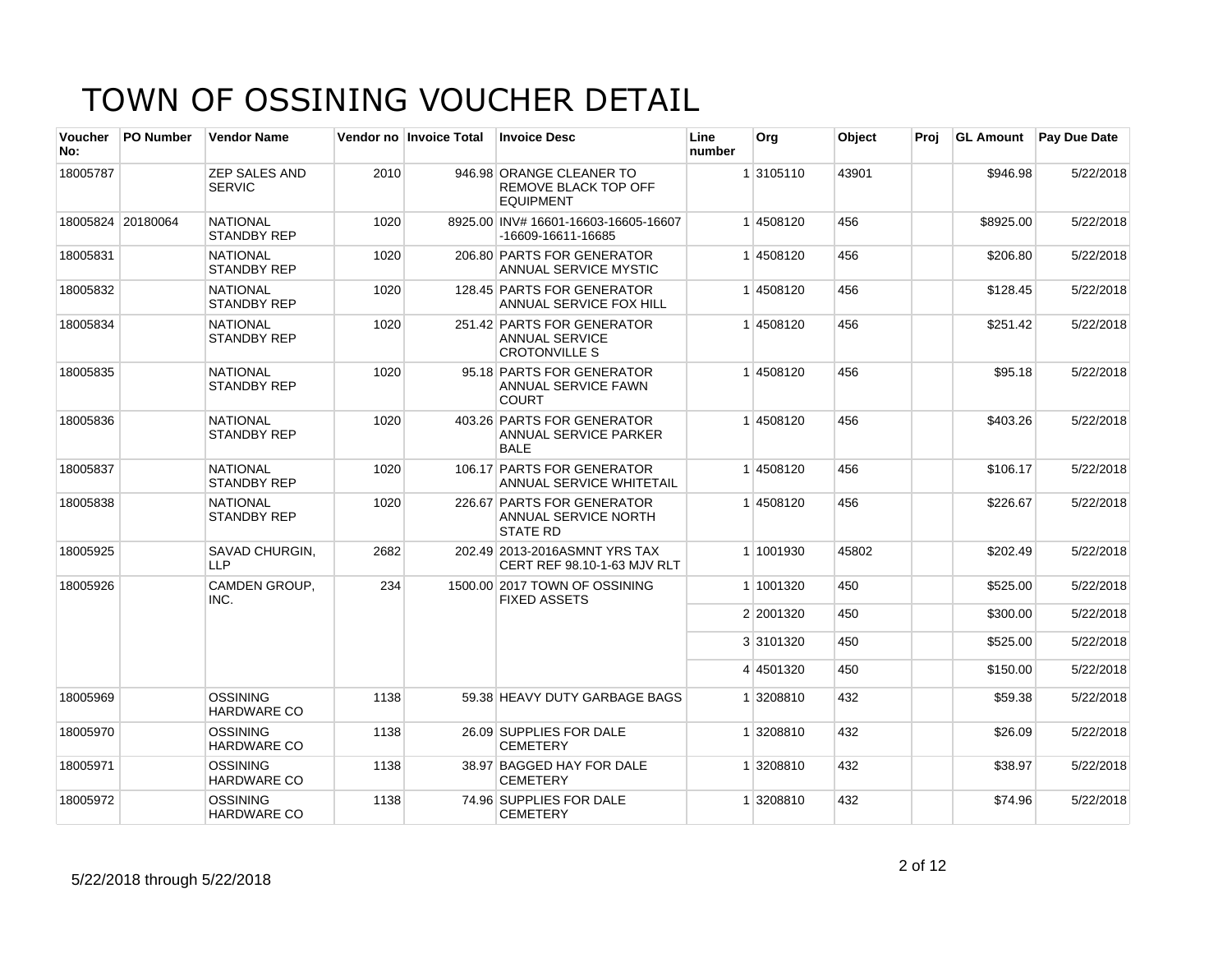# TOWN OF OSSINING VOUCHER DETAIL

| Voucher No: | PO Number | Vendor Name | Vendor no | Invoice Total | Invoice Desc | Line number | Org | Object | Proj | GL Amount | Pay Due Date |
|---|---|---|---|---|---|---|---|---|---|---|---|
| 18005787 | | ZEP SALES AND SERVIC | 2010 | 946.98 | ORANGE CLEANER TO REMOVE BLACK TOP OFF EQUIPMENT | 1 | 3105110 | 43901 | | $946.98 | 5/22/2018 |
| 18005824 | 20180064 | NATIONAL STANDBY REP | 1020 | 8925.00 | INV# 16601-16603-16605-16607-16609-16611-16685 | 1 | 4508120 | 456 | | $8925.00 | 5/22/2018 |
| 18005831 | | NATIONAL STANDBY REP | 1020 | 206.80 | PARTS FOR GENERATOR ANNUAL SERVICE MYSTIC | 1 | 4508120 | 456 | | $206.80 | 5/22/2018 |
| 18005832 | | NATIONAL STANDBY REP | 1020 | 128.45 | PARTS FOR GENERATOR ANNUAL SERVICE FOX HILL | 1 | 4508120 | 456 | | $128.45 | 5/22/2018 |
| 18005834 | | NATIONAL STANDBY REP | 1020 | 251.42 | PARTS FOR GENERATOR ANNUAL SERVICE CROTONVILLE S | 1 | 4508120 | 456 | | $251.42 | 5/22/2018 |
| 18005835 | | NATIONAL STANDBY REP | 1020 | 95.18 | PARTS FOR GENERATOR ANNUAL SERVICE FAWN COURT | 1 | 4508120 | 456 | | $95.18 | 5/22/2018 |
| 18005836 | | NATIONAL STANDBY REP | 1020 | 403.26 | PARTS FOR GENERATOR ANNUAL SERVICE PARKER BALE | 1 | 4508120 | 456 | | $403.26 | 5/22/2018 |
| 18005837 | | NATIONAL STANDBY REP | 1020 | 106.17 | PARTS FOR GENERATOR ANNUAL SERVICE WHITETAIL | 1 | 4508120 | 456 | | $106.17 | 5/22/2018 |
| 18005838 | | NATIONAL STANDBY REP | 1020 | 226.67 | PARTS FOR GENERATOR ANNUAL SERVICE NORTH STATE RD | 1 | 4508120 | 456 | | $226.67 | 5/22/2018 |
| 18005925 | | SAVAD CHURGIN, LLP | 2682 | 202.49 | 2013-2016ASMNT YRS TAX CERT REF 98.10-1-63 MJV RLT | 1 | 1001930 | 45802 | | $202.49 | 5/22/2018 |
| 18005926 | | CAMDEN GROUP, INC. | 234 | 1500.00 | 2017 TOWN OF OSSINING FIXED ASSETS | 1 | 1001320 | 450 | | $525.00 | 5/22/2018 |
| | | | | | | 2 | 2001320 | 450 | | $300.00 | 5/22/2018 |
| | | | | | | 3 | 3101320 | 450 | | $525.00 | 5/22/2018 |
| | | | | | | 4 | 4501320 | 450 | | $150.00 | 5/22/2018 |
| 18005969 | | OSSINING HARDWARE CO | 1138 | 59.38 | HEAVY DUTY GARBAGE BAGS | 1 | 3208810 | 432 | | $59.38 | 5/22/2018 |
| 18005970 | | OSSINING HARDWARE CO | 1138 | 26.09 | SUPPLIES FOR DALE CEMETERY | 1 | 3208810 | 432 | | $26.09 | 5/22/2018 |
| 18005971 | | OSSINING HARDWARE CO | 1138 | 38.97 | BAGGED HAY FOR DALE CEMETERY | 1 | 3208810 | 432 | | $38.97 | 5/22/2018 |
| 18005972 | | OSSINING HARDWARE CO | 1138 | 74.96 | SUPPLIES FOR DALE CEMETERY | 1 | 3208810 | 432 | | $74.96 | 5/22/2018 |

5/22/2018 through 5/22/2018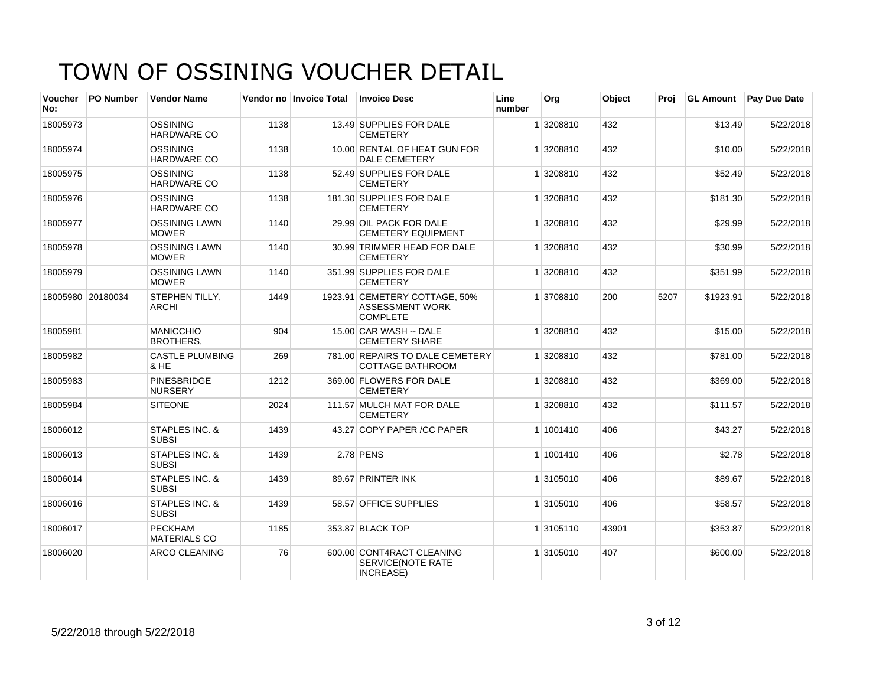# TOWN OF OSSINING VOUCHER DETAIL

| Voucher No: | PO Number | Vendor Name | Vendor no | Invoice Total | Invoice Desc | Line number | Org | Object | Proj | GL Amount | Pay Due Date |
|---|---|---|---|---|---|---|---|---|---|---|---|
| 18005973 | | OSSINING HARDWARE CO | 1138 | 13.49 | SUPPLIES FOR DALE CEMETERY | 1 | 3208810 | 432 | | $13.49 | 5/22/2018 |
| 18005974 | | OSSINING HARDWARE CO | 1138 | 10.00 | RENTAL OF HEAT GUN FOR DALE CEMETERY | 1 | 3208810 | 432 | | $10.00 | 5/22/2018 |
| 18005975 | | OSSINING HARDWARE CO | 1138 | 52.49 | SUPPLIES FOR DALE CEMETERY | 1 | 3208810 | 432 | | $52.49 | 5/22/2018 |
| 18005976 | | OSSINING HARDWARE CO | 1138 | 181.30 | SUPPLIES FOR DALE CEMETERY | 1 | 3208810 | 432 | | $181.30 | 5/22/2018 |
| 18005977 | | OSSINING LAWN MOWER | 1140 | 29.99 | OIL PACK FOR DALE CEMETERY EQUIPMENT | 1 | 3208810 | 432 | | $29.99 | 5/22/2018 |
| 18005978 | | OSSINING LAWN MOWER | 1140 | 30.99 | TRIMMER HEAD FOR DALE CEMETERY | 1 | 3208810 | 432 | | $30.99 | 5/22/2018 |
| 18005979 | | OSSINING LAWN MOWER | 1140 | 351.99 | SUPPLIES FOR DALE CEMETERY | 1 | 3208810 | 432 | | $351.99 | 5/22/2018 |
| 18005980 | 20180034 | STEPHEN TILLY, ARCHI | 1449 | 1923.91 | CEMETERY COTTAGE, 50% ASSESSMENT WORK COMPLETE | 1 | 3708810 | 200 | 5207 | $1923.91 | 5/22/2018 |
| 18005981 | | MANICCHIO BROTHERS, | 904 | 15.00 | CAR WASH -- DALE CEMETERY SHARE | 1 | 3208810 | 432 | | $15.00 | 5/22/2018 |
| 18005982 | | CASTLE PLUMBING & HE | 269 | 781.00 | REPAIRS TO DALE CEMETERY COTTAGE BATHROOM | 1 | 3208810 | 432 | | $781.00 | 5/22/2018 |
| 18005983 | | PINESBRIDGE NURSERY | 1212 | 369.00 | FLOWERS FOR DALE CEMETERY | 1 | 3208810 | 432 | | $369.00 | 5/22/2018 |
| 18005984 | | SITEONE | 2024 | 111.57 | MULCH MAT FOR DALE CEMETERY | 1 | 3208810 | 432 | | $111.57 | 5/22/2018 |
| 18006012 | | STAPLES INC. & SUBSI | 1439 | 43.27 | COPY PAPER /CC PAPER | 1 | 1001410 | 406 | | $43.27 | 5/22/2018 |
| 18006013 | | STAPLES INC. & SUBSI | 1439 | 2.78 | PENS | 1 | 1001410 | 406 | | $2.78 | 5/22/2018 |
| 18006014 | | STAPLES INC. & SUBSI | 1439 | 89.67 | PRINTER INK | 1 | 3105010 | 406 | | $89.67 | 5/22/2018 |
| 18006016 | | STAPLES INC. & SUBSI | 1439 | 58.57 | OFFICE SUPPLIES | 1 | 3105010 | 406 | | $58.57 | 5/22/2018 |
| 18006017 | | PECKHAM MATERIALS CO | 1185 | 353.87 | BLACK TOP | 1 | 3105110 | 43901 | | $353.87 | 5/22/2018 |
| 18006020 | | ARCO CLEANING | 76 | 600.00 | CONT4RACT CLEANING SERVICE(NOTE RATE INCREASE) | 1 | 3105010 | 407 | | $600.00 | 5/22/2018 |

5/22/2018 through 5/22/2018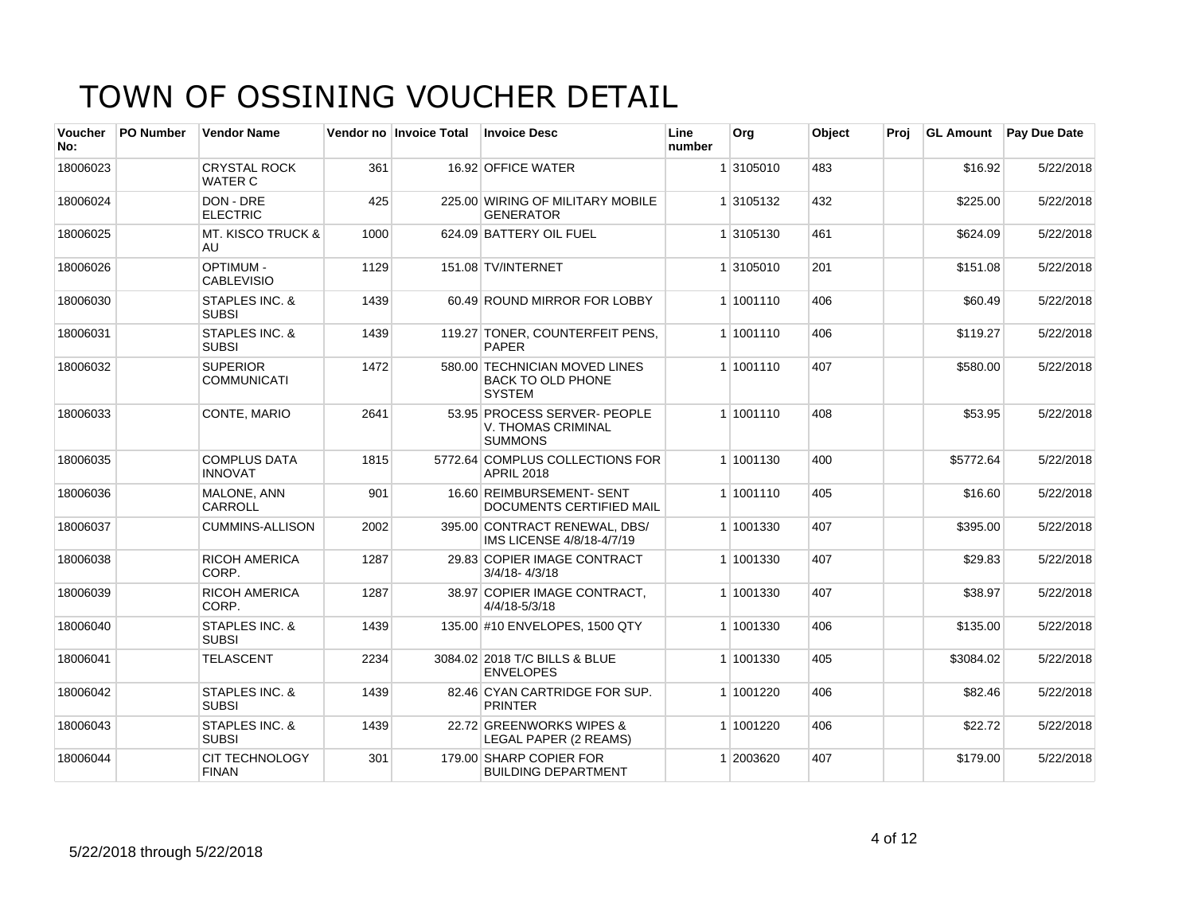# TOWN OF OSSINING VOUCHER DETAIL

| Voucher No: | PO Number | Vendor Name | Vendor no | Invoice Total | Invoice Desc | Line number | Org | Object | Proj | GL Amount | Pay Due Date |
|---|---|---|---|---|---|---|---|---|---|---|---|
| 18006023 | | CRYSTAL ROCK WATER C | 361 | 16.92 | OFFICE WATER | 1 | 3105010 | 483 | | $16.92 | 5/22/2018 |
| 18006024 | | DON - DRE ELECTRIC | 425 | 225.00 | WIRING OF MILITARY MOBILE GENERATOR | 1 | 3105132 | 432 | | $225.00 | 5/22/2018 |
| 18006025 | | MT. KISCO TRUCK & AU | 1000 | 624.09 | BATTERY OIL FUEL | 1 | 3105130 | 461 | | $624.09 | 5/22/2018 |
| 18006026 | | OPTIMUM - CABLEVISIO | 1129 | 151.08 | TV/INTERNET | 1 | 3105010 | 201 | | $151.08 | 5/22/2018 |
| 18006030 | | STAPLES INC. & SUBSI | 1439 | 60.49 | ROUND MIRROR FOR LOBBY | 1 | 1001110 | 406 | | $60.49 | 5/22/2018 |
| 18006031 | | STAPLES INC. & SUBSI | 1439 | 119.27 | TONER, COUNTERFEIT PENS, PAPER | 1 | 1001110 | 406 | | $119.27 | 5/22/2018 |
| 18006032 | | SUPERIOR COMMUNICATI | 1472 | 580.00 | TECHNICIAN MOVED LINES BACK TO OLD PHONE SYSTEM | 1 | 1001110 | 407 | | $580.00 | 5/22/2018 |
| 18006033 | | CONTE, MARIO | 2641 | 53.95 | PROCESS SERVER- PEOPLE V. THOMAS CRIMINAL SUMMONS | 1 | 1001110 | 408 | | $53.95 | 5/22/2018 |
| 18006035 | | COMPLUS DATA INNOVAT | 1815 | 5772.64 | COMPLUS COLLECTIONS FOR APRIL 2018 | 1 | 1001130 | 400 | | $5772.64 | 5/22/2018 |
| 18006036 | | MALONE, ANN CARROLL | 901 | 16.60 | REIMBURSEMENT- SENT DOCUMENTS CERTIFIED MAIL | 1 | 1001110 | 405 | | $16.60 | 5/22/2018 |
| 18006037 | | CUMMINS-ALLISON | 2002 | 395.00 | CONTRACT RENEWAL, DBS/ IMS LICENSE 4/8/18-4/7/19 | 1 | 1001330 | 407 | | $395.00 | 5/22/2018 |
| 18006038 | | RICOH AMERICA CORP. | 1287 | 29.83 | COPIER IMAGE CONTRACT 3/4/18- 4/3/18 | 1 | 1001330 | 407 | | $29.83 | 5/22/2018 |
| 18006039 | | RICOH AMERICA CORP. | 1287 | 38.97 | COPIER IMAGE CONTRACT, 4/4/18-5/3/18 | 1 | 1001330 | 407 | | $38.97 | 5/22/2018 |
| 18006040 | | STAPLES INC. & SUBSI | 1439 | 135.00 | #10 ENVELOPES, 1500 QTY | 1 | 1001330 | 406 | | $135.00 | 5/22/2018 |
| 18006041 | | TELASCENT | 2234 | 3084.02 | 2018 T/C BILLS & BLUE ENVELOPES | 1 | 1001330 | 405 | | $3084.02 | 5/22/2018 |
| 18006042 | | STAPLES INC. & SUBSI | 1439 | 82.46 | CYAN CARTRIDGE FOR SUP. PRINTER | 1 | 1001220 | 406 | | $82.46 | 5/22/2018 |
| 18006043 | | STAPLES INC. & SUBSI | 1439 | 22.72 | GREENWORKS WIPES & LEGAL PAPER (2 REAMS) | 1 | 1001220 | 406 | | $22.72 | 5/22/2018 |
| 18006044 | | CIT TECHNOLOGY FINAN | 301 | 179.00 | SHARP COPIER FOR BUILDING DEPARTMENT | 1 | 2003620 | 407 | | $179.00 | 5/22/2018 |

5/22/2018 through 5/22/2018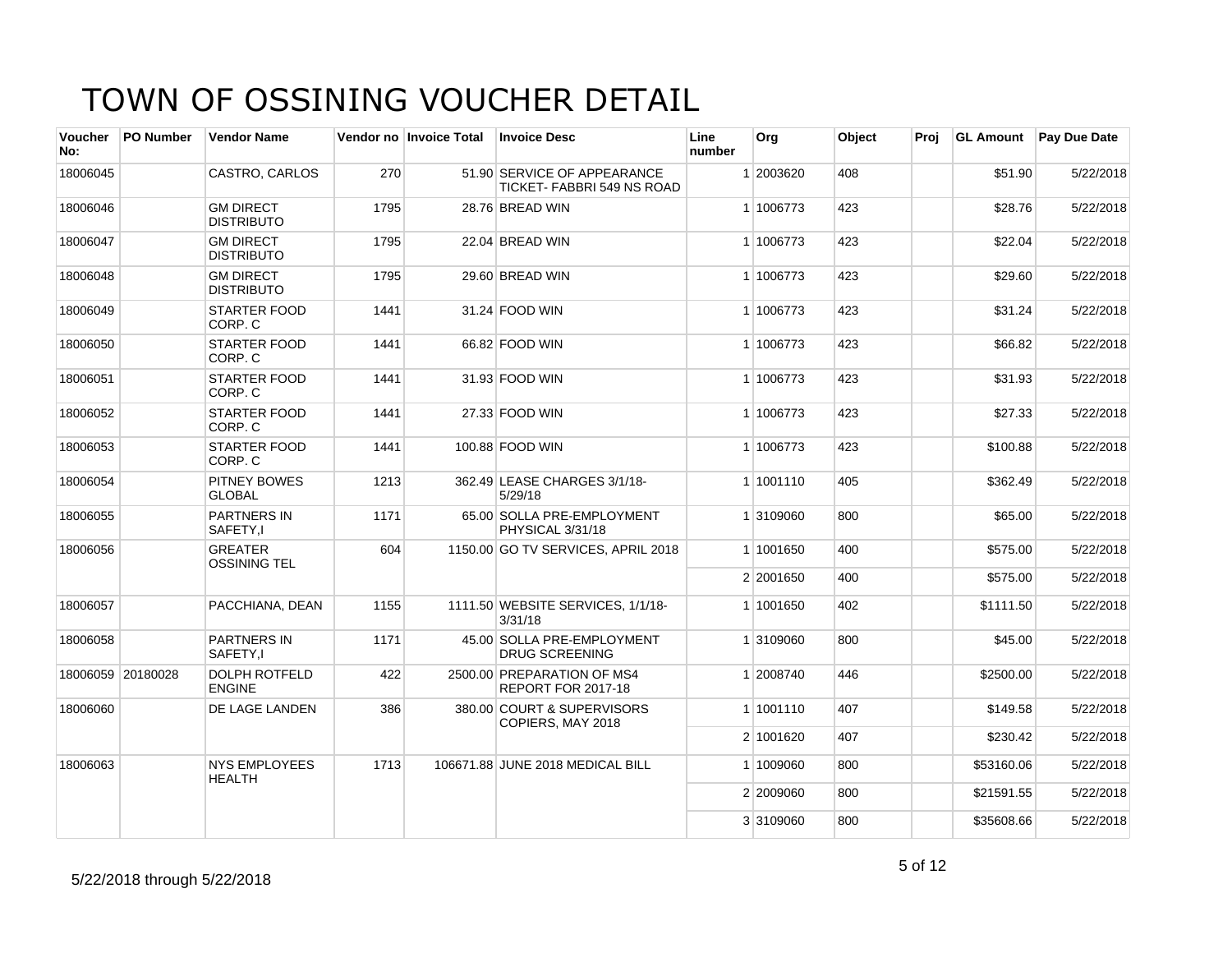# TOWN OF OSSINING VOUCHER DETAIL

| Voucher No: | PO Number | Vendor Name | Vendor no | Invoice Total | Invoice Desc | Line number | Org | Object | Proj | GL Amount | Pay Due Date |
|---|---|---|---|---|---|---|---|---|---|---|---|
| 18006045 | | CASTRO, CARLOS | 270 | 51.90 | SERVICE OF APPEARANCE TICKET- FABBRI 549 NS ROAD | 1 | 2003620 | 408 | | $51.90 | 5/22/2018 |
| 18006046 | | GM DIRECT DISTRIBUTO | 1795 | 28.76 | BREAD WIN | 1 | 1006773 | 423 | | $28.76 | 5/22/2018 |
| 18006047 | | GM DIRECT DISTRIBUTO | 1795 | 22.04 | BREAD WIN | 1 | 1006773 | 423 | | $22.04 | 5/22/2018 |
| 18006048 | | GM DIRECT DISTRIBUTO | 1795 | 29.60 | BREAD WIN | 1 | 1006773 | 423 | | $29.60 | 5/22/2018 |
| 18006049 | | STARTER FOOD CORP. C | 1441 | 31.24 | FOOD WIN | 1 | 1006773 | 423 | | $31.24 | 5/22/2018 |
| 18006050 | | STARTER FOOD CORP. C | 1441 | 66.82 | FOOD WIN | 1 | 1006773 | 423 | | $66.82 | 5/22/2018 |
| 18006051 | | STARTER FOOD CORP. C | 1441 | 31.93 | FOOD WIN | 1 | 1006773 | 423 | | $31.93 | 5/22/2018 |
| 18006052 | | STARTER FOOD CORP. C | 1441 | 27.33 | FOOD WIN | 1 | 1006773 | 423 | | $27.33 | 5/22/2018 |
| 18006053 | | STARTER FOOD CORP. C | 1441 | 100.88 | FOOD WIN | 1 | 1006773 | 423 | | $100.88 | 5/22/2018 |
| 18006054 | | PITNEY BOWES GLOBAL | 1213 | 362.49 | LEASE CHARGES 3/1/18-5/29/18 | 1 | 1001110 | 405 | | $362.49 | 5/22/2018 |
| 18006055 | | PARTNERS IN SAFETY,I | 1171 | 65.00 | SOLLA PRE-EMPLOYMENT PHYSICAL 3/31/18 | 1 | 3109060 | 800 | | $65.00 | 5/22/2018 |
| 18006056 | | GREATER OSSINING TEL | 604 | 1150.00 | GO TV SERVICES, APRIL 2018 | 1 | 1001650 | 400 | | $575.00 | 5/22/2018 |
| | | | | | | 2 | 2001650 | 400 | | $575.00 | 5/22/2018 |
| 18006057 | | PACCHIANA, DEAN | 1155 | 1111.50 | WEBSITE SERVICES, 1/1/18-3/31/18 | 1 | 1001650 | 402 | | $1111.50 | 5/22/2018 |
| 18006058 | | PARTNERS IN SAFETY,I | 1171 | 45.00 | SOLLA PRE-EMPLOYMENT DRUG SCREENING | 1 | 3109060 | 800 | | $45.00 | 5/22/2018 |
| 18006059 | 20180028 | DOLPH ROTFELD ENGINE | 422 | 2500.00 | PREPARATION OF MS4 REPORT FOR 2017-18 | 1 | 2008740 | 446 | | $2500.00 | 5/22/2018 |
| 18006060 | | DE LAGE LANDEN | 386 | 380.00 | COURT & SUPERVISORS COPIERS, MAY 2018 | 1 | 1001110 | 407 | | $149.58 | 5/22/2018 |
| | | | | | | 2 | 1001620 | 407 | | $230.42 | 5/22/2018 |
| 18006063 | | NYS EMPLOYEES HEALTH | 1713 | 106671.88 | JUNE 2018 MEDICAL BILL | 1 | 1009060 | 800 | | $53160.06 | 5/22/2018 |
| | | | | | | 2 | 2009060 | 800 | | $21591.55 | 5/22/2018 |
| | | | | | | 3 | 3109060 | 800 | | $35608.66 | 5/22/2018 |

5/22/2018 through 5/22/2018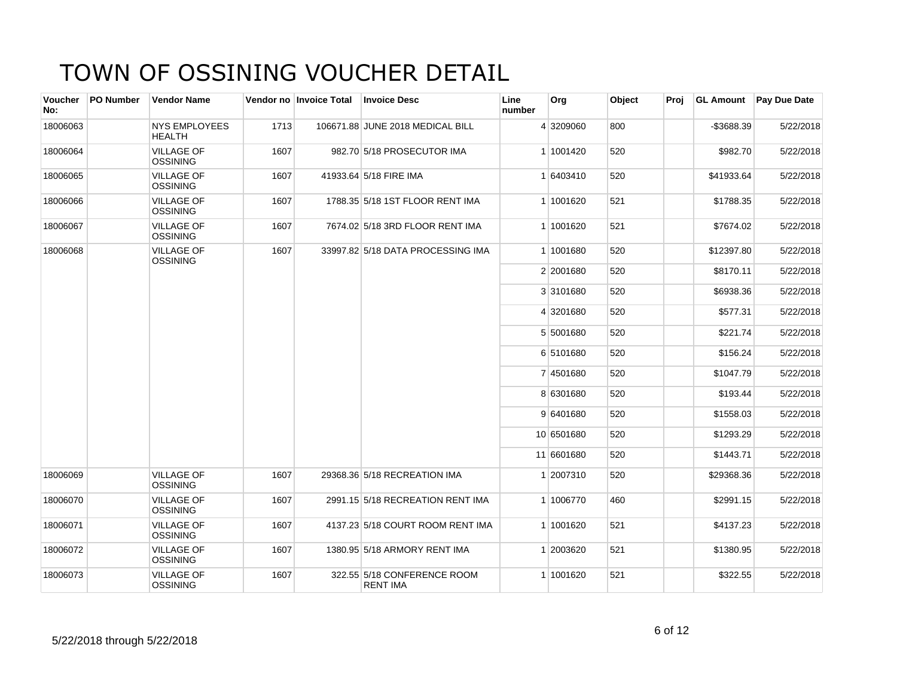# TOWN OF OSSINING VOUCHER DETAIL

| Voucher No: | PO Number | Vendor Name | Vendor no | Invoice Total | Invoice Desc | Line number | Org | Object | Proj | GL Amount | Pay Due Date |
|---|---|---|---|---|---|---|---|---|---|---|---|
| 18006063 | | NYS EMPLOYEES HEALTH | 1713 | 106671.88 | JUNE 2018 MEDICAL BILL | 4 | 3209060 | 800 | | -$3688.39 | 5/22/2018 |
| 18006064 | | VILLAGE OF OSSINING | 1607 | 982.70 | 5/18 PROSECUTOR IMA | 1 | 1001420 | 520 | | $982.70 | 5/22/2018 |
| 18006065 | | VILLAGE OF OSSINING | 1607 | 41933.64 | 5/18 FIRE IMA | 1 | 6403410 | 520 | | $41933.64 | 5/22/2018 |
| 18006066 | | VILLAGE OF OSSINING | 1607 | 1788.35 | 5/18 1ST FLOOR RENT IMA | 1 | 1001620 | 521 | | $1788.35 | 5/22/2018 |
| 18006067 | | VILLAGE OF OSSINING | 1607 | 7674.02 | 5/18 3RD FLOOR RENT IMA | 1 | 1001620 | 521 | | $7674.02 | 5/22/2018 |
| 18006068 | | VILLAGE OF OSSINING | 1607 | 33997.82 | 5/18 DATA PROCESSING IMA | 1 | 1001680 | 520 | | $12397.80 | 5/22/2018 |
| | | | | | | 2 | 2001680 | 520 | | $8170.11 | 5/22/2018 |
| | | | | | | 3 | 3101680 | 520 | | $6938.36 | 5/22/2018 |
| | | | | | | 4 | 3201680 | 520 | | $577.31 | 5/22/2018 |
| | | | | | | 5 | 5001680 | 520 | | $221.74 | 5/22/2018 |
| | | | | | | 6 | 5101680 | 520 | | $156.24 | 5/22/2018 |
| | | | | | | 7 | 4501680 | 520 | | $1047.79 | 5/22/2018 |
| | | | | | | 8 | 6301680 | 520 | | $193.44 | 5/22/2018 |
| | | | | | | 9 | 6401680 | 520 | | $1558.03 | 5/22/2018 |
| | | | | | | 10 | 6501680 | 520 | | $1293.29 | 5/22/2018 |
| | | | | | | 11 | 6601680 | 520 | | $1443.71 | 5/22/2018 |
| 18006069 | | VILLAGE OF OSSINING | 1607 | 29368.36 | 5/18 RECREATION IMA | 1 | 2007310 | 520 | | $29368.36 | 5/22/2018 |
| 18006070 | | VILLAGE OF OSSINING | 1607 | 2991.15 | 5/18 RECREATION RENT IMA | 1 | 1006770 | 460 | | $2991.15 | 5/22/2018 |
| 18006071 | | VILLAGE OF OSSINING | 1607 | 4137.23 | 5/18 COURT ROOM RENT IMA | 1 | 1001620 | 521 | | $4137.23 | 5/22/2018 |
| 18006072 | | VILLAGE OF OSSINING | 1607 | 1380.95 | 5/18 ARMORY RENT IMA | 1 | 2003620 | 521 | | $1380.95 | 5/22/2018 |
| 18006073 | | VILLAGE OF OSSINING | 1607 | 322.55 | 5/18 CONFERENCE ROOM RENT IMA | 1 | 1001620 | 521 | | $322.55 | 5/22/2018 |

5/22/2018 through 5/22/2018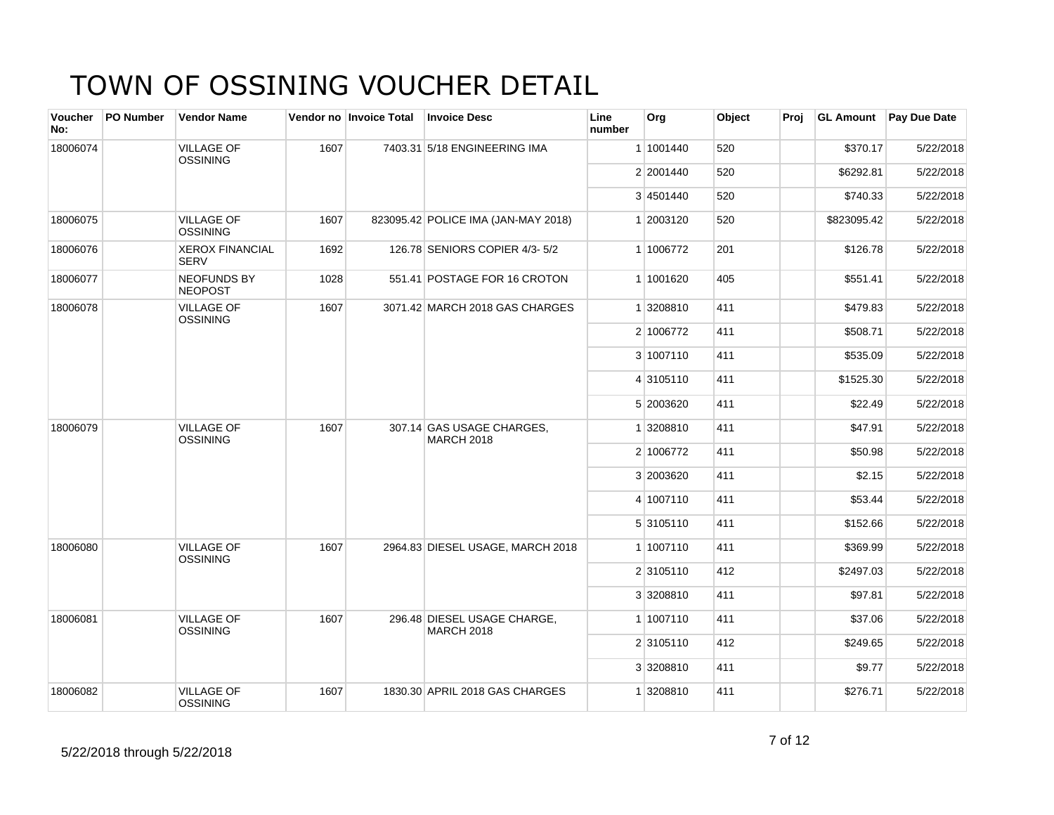# TOWN OF OSSINING VOUCHER DETAIL

| Voucher No: | PO Number | Vendor Name | Vendor no | Invoice Total | Invoice Desc | Line number | Org | Object | Proj | GL Amount | Pay Due Date |
|---|---|---|---|---|---|---|---|---|---|---|---|
| 18006074 | | VILLAGE OF OSSINING | 1607 | 7403.31 | 5/18 ENGINEERING IMA | 1 | 1001440 | 520 | | $370.17 | 5/22/2018 |
| | | | | | | 2 | 2001440 | 520 | | $6292.81 | 5/22/2018 |
| | | | | | | 3 | 4501440 | 520 | | $740.33 | 5/22/2018 |
| 18006075 | | VILLAGE OF OSSINING | 1607 | 823095.42 | POLICE IMA (JAN-MAY 2018) | 1 | 2003120 | 520 | | $823095.42 | 5/22/2018 |
| 18006076 | | XEROX FINANCIAL SERV | 1692 | 126.78 | SENIORS COPIER 4/3- 5/2 | 1 | 1006772 | 201 | | $126.78 | 5/22/2018 |
| 18006077 | | NEOFUNDS BY NEOPOST | 1028 | 551.41 | POSTAGE FOR 16 CROTON | 1 | 1001620 | 405 | | $551.41 | 5/22/2018 |
| 18006078 | | VILLAGE OF OSSINING | 1607 | 3071.42 | MARCH 2018 GAS CHARGES | 1 | 3208810 | 411 | | $479.83 | 5/22/2018 |
| | | | | | | 2 | 1006772 | 411 | | $508.71 | 5/22/2018 |
| | | | | | | 3 | 1007110 | 411 | | $535.09 | 5/22/2018 |
| | | | | | | 4 | 3105110 | 411 | | $1525.30 | 5/22/2018 |
| | | | | | | 5 | 2003620 | 411 | | $22.49 | 5/22/2018 |
| 18006079 | | VILLAGE OF OSSINING | 1607 | 307.14 | GAS USAGE CHARGES, MARCH 2018 | 1 | 3208810 | 411 | | $47.91 | 5/22/2018 |
| | | | | | | 2 | 1006772 | 411 | | $50.98 | 5/22/2018 |
| | | | | | | 3 | 2003620 | 411 | | $2.15 | 5/22/2018 |
| | | | | | | 4 | 1007110 | 411 | | $53.44 | 5/22/2018 |
| | | | | | | 5 | 3105110 | 411 | | $152.66 | 5/22/2018 |
| 18006080 | | VILLAGE OF OSSINING | 1607 | 2964.83 | DIESEL USAGE, MARCH 2018 | 1 | 1007110 | 411 | | $369.99 | 5/22/2018 |
| | | | | | | 2 | 3105110 | 412 | | $2497.03 | 5/22/2018 |
| | | | | | | 3 | 3208810 | 411 | | $97.81 | 5/22/2018 |
| 18006081 | | VILLAGE OF OSSINING | 1607 | 296.48 | DIESEL USAGE CHARGE, MARCH 2018 | 1 | 1007110 | 411 | | $37.06 | 5/22/2018 |
| | | | | | | 2 | 3105110 | 412 | | $249.65 | 5/22/2018 |
| | | | | | | 3 | 3208810 | 411 | | $9.77 | 5/22/2018 |
| 18006082 | | VILLAGE OF OSSINING | 1607 | 1830.30 | APRIL 2018 GAS CHARGES | 1 | 3208810 | 411 | | $276.71 | 5/22/2018 |

5/22/2018 through 5/22/2018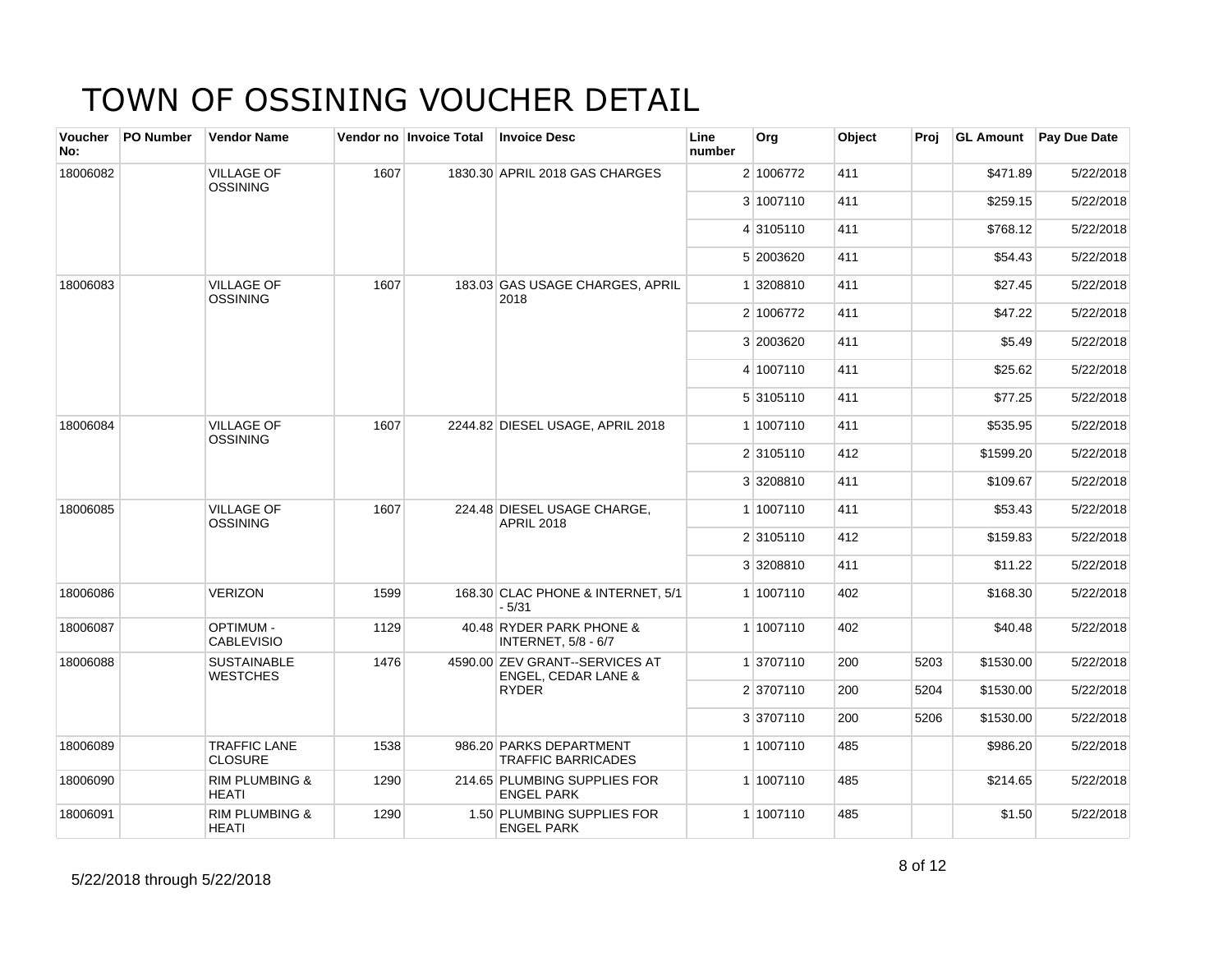# TOWN OF OSSINING VOUCHER DETAIL

| Voucher No: | PO Number | Vendor Name | Vendor no | Invoice Total | Invoice Desc | Line number | Org | Object | Proj | GL Amount | Pay Due Date |
|---|---|---|---|---|---|---|---|---|---|---|---|
| 18006082 | | VILLAGE OF OSSINING | 1607 | 1830.30 | APRIL 2018 GAS CHARGES | 2 | 1006772 | 411 | | $471.89 | 5/22/2018 |
| | | | | | | 3 | 1007110 | 411 | | $259.15 | 5/22/2018 |
| | | | | | | 4 | 3105110 | 411 | | $768.12 | 5/22/2018 |
| | | | | | | 5 | 2003620 | 411 | | $54.43 | 5/22/2018 |
| 18006083 | | VILLAGE OF OSSINING | 1607 | 183.03 | GAS USAGE CHARGES, APRIL 2018 | 1 | 3208810 | 411 | | $27.45 | 5/22/2018 |
| | | | | | | 2 | 1006772 | 411 | | $47.22 | 5/22/2018 |
| | | | | | | 3 | 2003620 | 411 | | $5.49 | 5/22/2018 |
| | | | | | | 4 | 1007110 | 411 | | $25.62 | 5/22/2018 |
| | | | | | | 5 | 3105110 | 411 | | $77.25 | 5/22/2018 |
| 18006084 | | VILLAGE OF OSSINING | 1607 | 2244.82 | DIESEL USAGE, APRIL 2018 | 1 | 1007110 | 411 | | $535.95 | 5/22/2018 |
| | | | | | | 2 | 3105110 | 412 | | $1599.20 | 5/22/2018 |
| | | | | | | 3 | 3208810 | 411 | | $109.67 | 5/22/2018 |
| 18006085 | | VILLAGE OF OSSINING | 1607 | 224.48 | DIESEL USAGE CHARGE, APRIL 2018 | 1 | 1007110 | 411 | | $53.43 | 5/22/2018 |
| | | | | | | 2 | 3105110 | 412 | | $159.83 | 5/22/2018 |
| | | | | | | 3 | 3208810 | 411 | | $11.22 | 5/22/2018 |
| 18006086 | | VERIZON | 1599 | 168.30 | CLAC PHONE & INTERNET, 5/1 - 5/31 | 1 | 1007110 | 402 | | $168.30 | 5/22/2018 |
| 18006087 | | OPTIMUM - CABLEVISIO | 1129 | 40.48 | RYDER PARK PHONE & INTERNET, 5/8 - 6/7 | 1 | 1007110 | 402 | | $40.48 | 5/22/2018 |
| 18006088 | | SUSTAINABLE WESTCHES | 1476 | 4590.00 | ZEV GRANT--SERVICES AT ENGEL, CEDAR LANE & RYDER | 1 | 3707110 | 200 | 5203 | $1530.00 | 5/22/2018 |
| | | | | | | 2 | 3707110 | 200 | 5204 | $1530.00 | 5/22/2018 |
| | | | | | | 3 | 3707110 | 200 | 5206 | $1530.00 | 5/22/2018 |
| 18006089 | | TRAFFIC LANE CLOSURE | 1538 | 986.20 | PARKS DEPARTMENT TRAFFIC BARRICADES | 1 | 1007110 | 485 | | $986.20 | 5/22/2018 |
| 18006090 | | RIM PLUMBING & HEATI | 1290 | 214.65 | PLUMBING SUPPLIES FOR ENGEL PARK | 1 | 1007110 | 485 | | $214.65 | 5/22/2018 |
| 18006091 | | RIM PLUMBING & HEATI | 1290 | 1.50 | PLUMBING SUPPLIES FOR ENGEL PARK | 1 | 1007110 | 485 | | $1.50 | 5/22/2018 |

5/22/2018 through 5/22/2018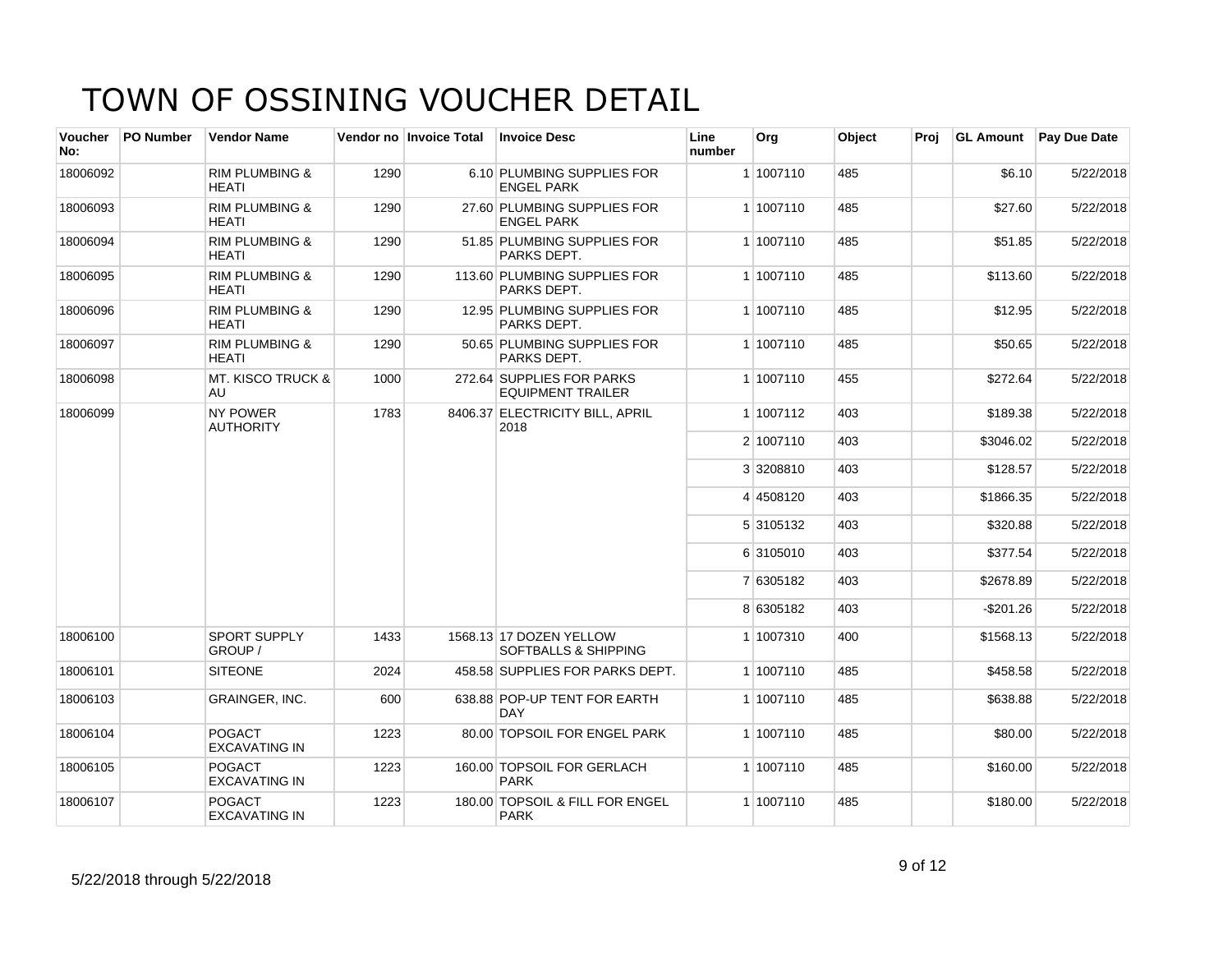# TOWN OF OSSINING VOUCHER DETAIL

| Voucher No: | PO Number | Vendor Name | Vendor no | Invoice Total | Invoice Desc | Line number | Org | Object | Proj | GL Amount | Pay Due Date |
|---|---|---|---|---|---|---|---|---|---|---|---|
| 18006092 | | RIM PLUMBING & HEATI | 1290 | 6.10 | PLUMBING SUPPLIES FOR ENGEL PARK | 1 | 1007110 | 485 | | $6.10 | 5/22/2018 |
| 18006093 | | RIM PLUMBING & HEATI | 1290 | 27.60 | PLUMBING SUPPLIES FOR ENGEL PARK | 1 | 1007110 | 485 | | $27.60 | 5/22/2018 |
| 18006094 | | RIM PLUMBING & HEATI | 1290 | 51.85 | PLUMBING SUPPLIES FOR PARKS DEPT. | 1 | 1007110 | 485 | | $51.85 | 5/22/2018 |
| 18006095 | | RIM PLUMBING & HEATI | 1290 | 113.60 | PLUMBING SUPPLIES FOR PARKS DEPT. | 1 | 1007110 | 485 | | $113.60 | 5/22/2018 |
| 18006096 | | RIM PLUMBING & HEATI | 1290 | 12.95 | PLUMBING SUPPLIES FOR PARKS DEPT. | 1 | 1007110 | 485 | | $12.95 | 5/22/2018 |
| 18006097 | | RIM PLUMBING & HEATI | 1290 | 50.65 | PLUMBING SUPPLIES FOR PARKS DEPT. | 1 | 1007110 | 485 | | $50.65 | 5/22/2018 |
| 18006098 | | MT. KISCO TRUCK & AU | 1000 | 272.64 | SUPPLIES FOR PARKS EQUIPMENT TRAILER | 1 | 1007110 | 455 | | $272.64 | 5/22/2018 |
| 18006099 | | NY POWER AUTHORITY | 1783 | 8406.37 | ELECTRICITY BILL, APRIL 2018 | 1 | 1007112 | 403 | | $189.38 | 5/22/2018 |
| | | | | | | 2 | 1007110 | 403 | | $3046.02 | 5/22/2018 |
| | | | | | | 3 | 3208810 | 403 | | $128.57 | 5/22/2018 |
| | | | | | | 4 | 4508120 | 403 | | $1866.35 | 5/22/2018 |
| | | | | | | 5 | 3105132 | 403 | | $320.88 | 5/22/2018 |
| | | | | | | 6 | 3105010 | 403 | | $377.54 | 5/22/2018 |
| | | | | | | 7 | 6305182 | 403 | | $2678.89 | 5/22/2018 |
| | | | | | | 8 | 6305182 | 403 | | -$201.26 | 5/22/2018 |
| 18006100 | | SPORT SUPPLY GROUP / | 1433 | 1568.13 | 17 DOZEN YELLOW SOFTBALLS & SHIPPING | 1 | 1007310 | 400 | | $1568.13 | 5/22/2018 |
| 18006101 | | SITEONE | 2024 | 458.58 | SUPPLIES FOR PARKS DEPT. | 1 | 1007110 | 485 | | $458.58 | 5/22/2018 |
| 18006103 | | GRAINGER, INC. | 600 | 638.88 | POP-UP TENT FOR EARTH DAY | 1 | 1007110 | 485 | | $638.88 | 5/22/2018 |
| 18006104 | | POGACT EXCAVATING IN | 1223 | 80.00 | TOPSOIL FOR ENGEL PARK | 1 | 1007110 | 485 | | $80.00 | 5/22/2018 |
| 18006105 | | POGACT EXCAVATING IN | 1223 | 160.00 | TOPSOIL FOR GERLACH PARK | 1 | 1007110 | 485 | | $160.00 | 5/22/2018 |
| 18006107 | | POGACT EXCAVATING IN | 1223 | 180.00 | TOPSOIL & FILL FOR ENGEL PARK | 1 | 1007110 | 485 | | $180.00 | 5/22/2018 |

5/22/2018 through 5/22/2018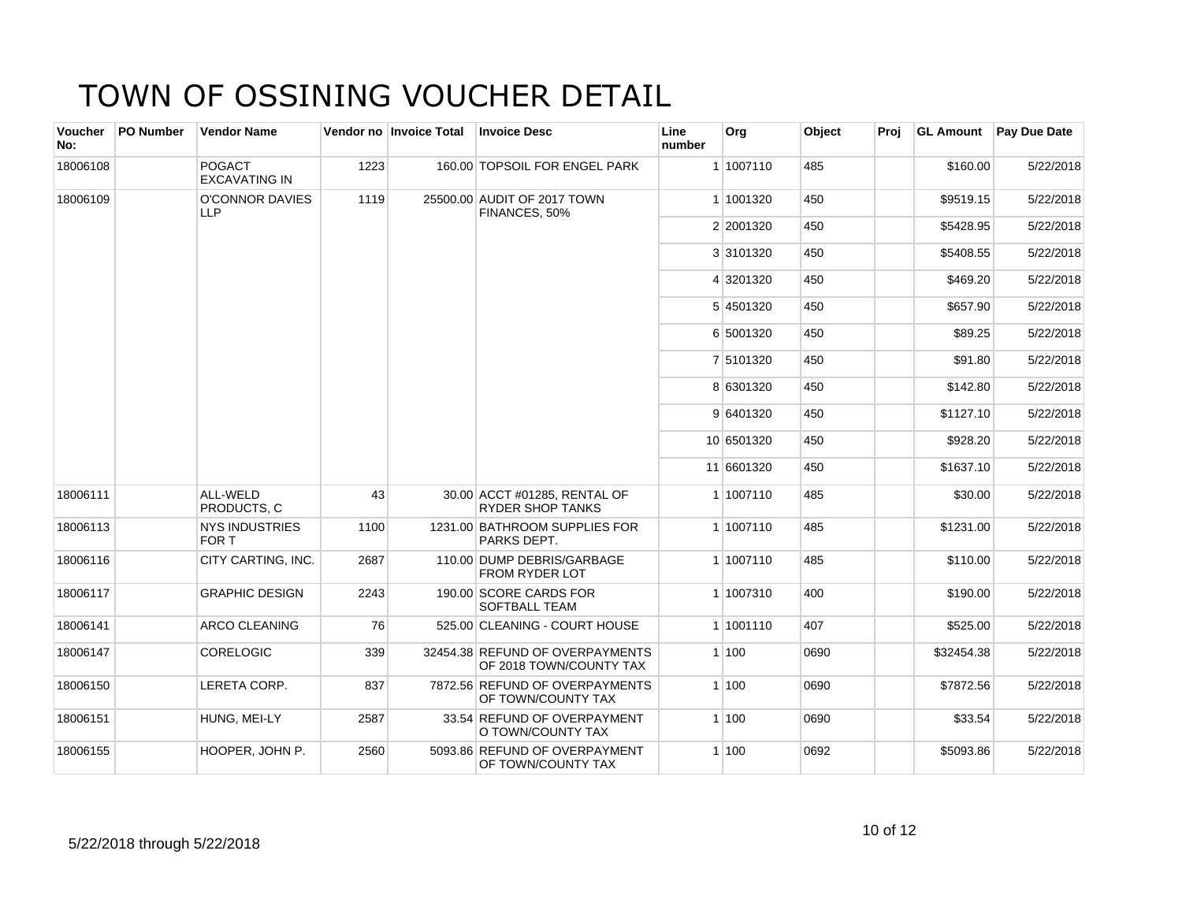# TOWN OF OSSINING VOUCHER DETAIL

| Voucher No: | PO Number | Vendor Name | Vendor no | Invoice Total | Invoice Desc | Line number | Org | Object | Proj | GL Amount | Pay Due Date |
|---|---|---|---|---|---|---|---|---|---|---|---|
| 18006108 | | POGACT EXCAVATING IN | 1223 | 160.00 | TOPSOIL FOR ENGEL PARK | 1 | 1007110 | 485 | | $160.00 | 5/22/2018 |
| 18006109 | | O'CONNOR DAVIES LLP | 1119 | 25500.00 | AUDIT OF 2017 TOWN FINANCES, 50% | 1 | 1001320 | 450 | | $9519.15 | 5/22/2018 |
| | | | | | | 2 | 2001320 | 450 | | $5428.95 | 5/22/2018 |
| | | | | | | 3 | 3101320 | 450 | | $5408.55 | 5/22/2018 |
| | | | | | | 4 | 3201320 | 450 | | $469.20 | 5/22/2018 |
| | | | | | | 5 | 4501320 | 450 | | $657.90 | 5/22/2018 |
| | | | | | | 6 | 5001320 | 450 | | $89.25 | 5/22/2018 |
| | | | | | | 7 | 5101320 | 450 | | $91.80 | 5/22/2018 |
| | | | | | | 8 | 6301320 | 450 | | $142.80 | 5/22/2018 |
| | | | | | | 9 | 6401320 | 450 | | $1127.10 | 5/22/2018 |
| | | | | | | 10 | 6501320 | 450 | | $928.20 | 5/22/2018 |
| | | | | | | 11 | 6601320 | 450 | | $1637.10 | 5/22/2018 |
| 18006111 | | ALL-WELD PRODUCTS, C | 43 | 30.00 | ACCT #01285, RENTAL OF RYDER SHOP TANKS | 1 | 1007110 | 485 | | $30.00 | 5/22/2018 |
| 18006113 | | NYS INDUSTRIES FOR T | 1100 | 1231.00 | BATHROOM SUPPLIES FOR PARKS DEPT. | 1 | 1007110 | 485 | | $1231.00 | 5/22/2018 |
| 18006116 | | CITY CARTING, INC. | 2687 | 110.00 | DUMP DEBRIS/GARBAGE FROM RYDER LOT | 1 | 1007110 | 485 | | $110.00 | 5/22/2018 |
| 18006117 | | GRAPHIC DESIGN | 2243 | 190.00 | SCORE CARDS FOR SOFTBALL TEAM | 1 | 1007310 | 400 | | $190.00 | 5/22/2018 |
| 18006141 | | ARCO CLEANING | 76 | 525.00 | CLEANING - COURT HOUSE | 1 | 1001110 | 407 | | $525.00 | 5/22/2018 |
| 18006147 | | CORELOGIC | 339 | 32454.38 | REFUND OF OVERPAYMENTS OF 2018 TOWN/COUNTY TAX | 1 | 100 | 0690 | | $32454.38 | 5/22/2018 |
| 18006150 | | LERETA CORP. | 837 | 7872.56 | REFUND OF OVERPAYMENTS OF TOWN/COUNTY TAX | 1 | 100 | 0690 | | $7872.56 | 5/22/2018 |
| 18006151 | | HUNG, MEI-LY | 2587 | 33.54 | REFUND OF OVERPAYMENT O TOWN/COUNTY TAX | 1 | 100 | 0690 | | $33.54 | 5/22/2018 |
| 18006155 | | HOOPER, JOHN P. | 2560 | 5093.86 | REFUND OF OVERPAYMENT OF TOWN/COUNTY TAX | 1 | 100 | 0692 | | $5093.86 | 5/22/2018 |

5/22/2018 through 5/22/2018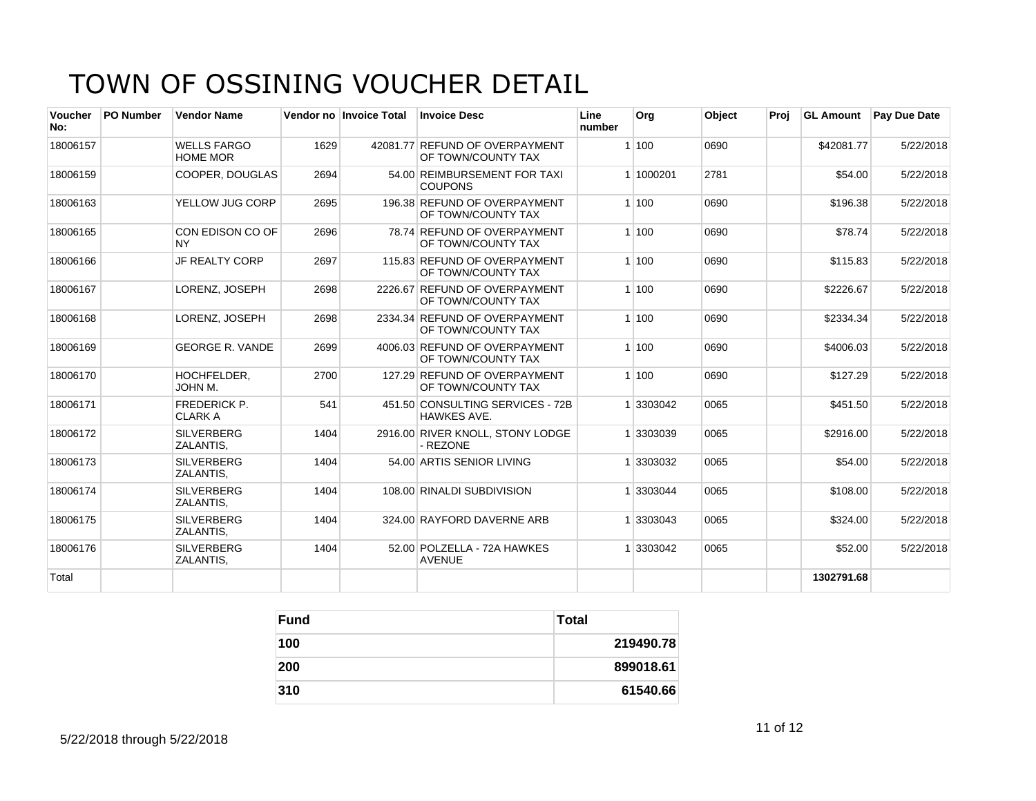# TOWN OF OSSINING VOUCHER DETAIL

| Voucher No: | PO Number | Vendor Name | Vendor no | Invoice Total | Invoice Desc | Line number | Org | Object | Proj | GL Amount | Pay Due Date |
|---|---|---|---|---|---|---|---|---|---|---|---|
| 18006157 | | WELLS FARGO HOME MOR | 1629 | 42081.77 | REFUND OF OVERPAYMENT OF TOWN/COUNTY TAX | 1 | 100 | 0690 | | $42081.77 | 5/22/2018 |
| 18006159 | | COOPER, DOUGLAS | 2694 | 54.00 | REIMBURSEMENT FOR TAXI COUPONS | 1 | 1000201 | 2781 | | $54.00 | 5/22/2018 |
| 18006163 | | YELLOW JUG CORP | 2695 | 196.38 | REFUND OF OVERPAYMENT OF TOWN/COUNTY TAX | 1 | 100 | 0690 | | $196.38 | 5/22/2018 |
| 18006165 | | CON EDISON CO OF NY | 2696 | 78.74 | REFUND OF OVERPAYMENT OF TOWN/COUNTY TAX | 1 | 100 | 0690 | | $78.74 | 5/22/2018 |
| 18006166 | | JF REALTY CORP | 2697 | 115.83 | REFUND OF OVERPAYMENT OF TOWN/COUNTY TAX | 1 | 100 | 0690 | | $115.83 | 5/22/2018 |
| 18006167 | | LORENZ, JOSEPH | 2698 | 2226.67 | REFUND OF OVERPAYMENT OF TOWN/COUNTY TAX | 1 | 100 | 0690 | | $2226.67 | 5/22/2018 |
| 18006168 | | LORENZ, JOSEPH | 2698 | 2334.34 | REFUND OF OVERPAYMENT OF TOWN/COUNTY TAX | 1 | 100 | 0690 | | $2334.34 | 5/22/2018 |
| 18006169 | | GEORGE R. VANDE | 2699 | 4006.03 | REFUND OF OVERPAYMENT OF TOWN/COUNTY TAX | 1 | 100 | 0690 | | $4006.03 | 5/22/2018 |
| 18006170 | | HOCHFELDER, JOHN M. | 2700 | 127.29 | REFUND OF OVERPAYMENT OF TOWN/COUNTY TAX | 1 | 100 | 0690 | | $127.29 | 5/22/2018 |
| 18006171 | | FREDERICK P. CLARK A | 541 | 451.50 | CONSULTING SERVICES - 72B HAWKES AVE. | 1 | 3303042 | 0065 | | $451.50 | 5/22/2018 |
| 18006172 | | SILVERBERG ZALANTIS, | 1404 | 2916.00 | RIVER KNOLL, STONY LODGE - REZONE | 1 | 3303039 | 0065 | | $2916.00 | 5/22/2018 |
| 18006173 | | SILVERBERG ZALANTIS, | 1404 | 54.00 | ARTIS SENIOR LIVING | 1 | 3303032 | 0065 | | $54.00 | 5/22/2018 |
| 18006174 | | SILVERBERG ZALANTIS, | 1404 | 108.00 | RINALDI SUBDIVISION | 1 | 3303044 | 0065 | | $108.00 | 5/22/2018 |
| 18006175 | | SILVERBERG ZALANTIS, | 1404 | 324.00 | RAYFORD DAVERNE ARB | 1 | 3303043 | 0065 | | $324.00 | 5/22/2018 |
| 18006176 | | SILVERBERG ZALANTIS, | 1404 | 52.00 | POLZELLA - 72A HAWKES AVENUE | 1 | 3303042 | 0065 | | $52.00 | 5/22/2018 |
| Total | | | | | | | | | | **1302791.68** | |

| Fund | Total |
|---|---|
| **100** | **219490.78** |
| **200** | **899018.61** |
| **310** | **61540.66** |

5/22/2018 through 5/22/2018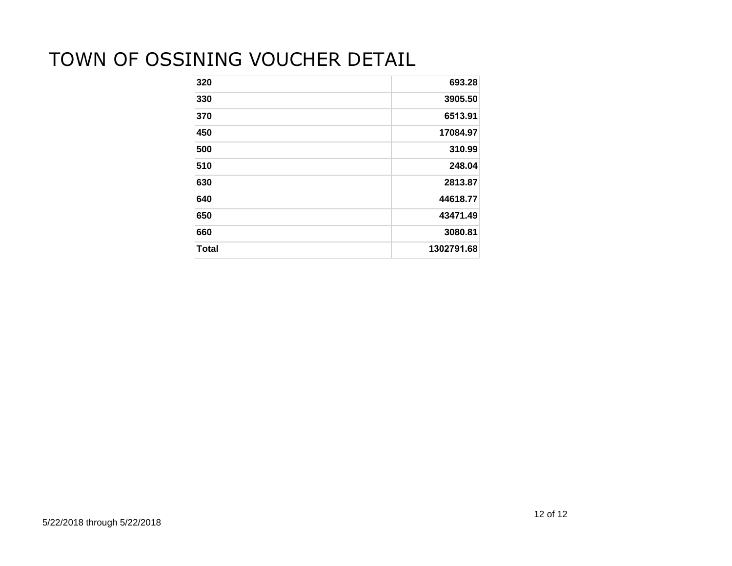# TOWN OF OSSINING VOUCHER DETAIL

| | |
|---|---|
| **320** | **693.28** |
| **330** | **3905.50** |
| **370** | **6513.91** |
| **450** | **17084.97** |
| **500** | **310.99** |
| **510** | **248.04** |
| **630** | **2813.87** |
| **640** | **44618.77** |
| **650** | **43471.49** |
| **660** | **3080.81** |
| **Total** | **1302791.68** |

5/22/2018 through 5/22/2018